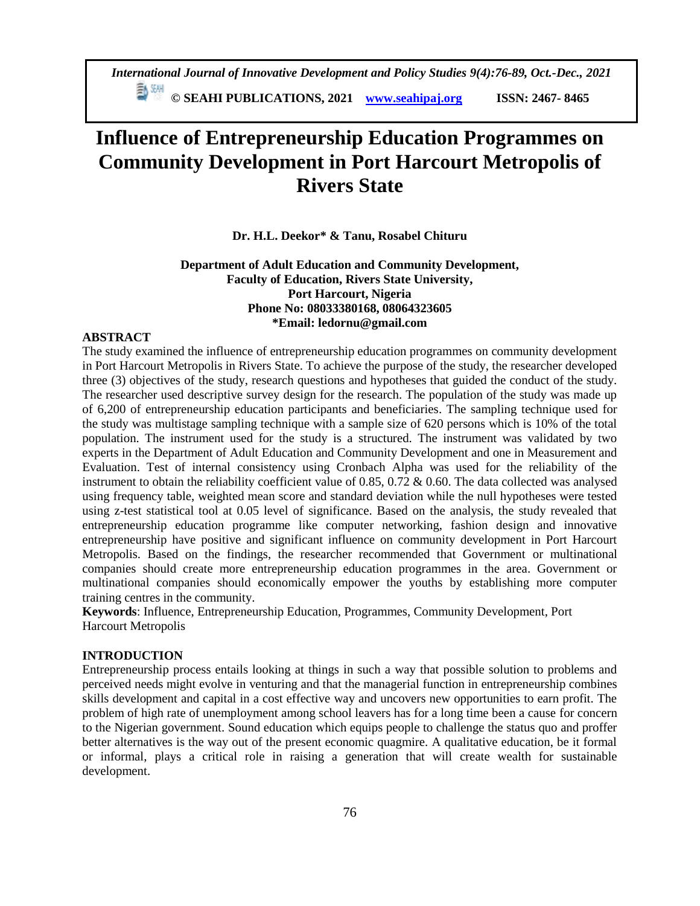# Influence of Entrepreneurship Education Programmes on Community Development in Port Harcourt Metropolis of Rivers State

**Dr. H.L. Deekor* & Tanu, Rosabel Chituru**

**Department of Adult Education and Community Development, Faculty of Education, Rivers State University, Port Harcourt, Nigeria**
**Phone No: 08033380168, 08064323605**
***Email: ledornu@gmail.com**

## ABSTRACT

The study examined the influence of entrepreneurship education programmes on community development in Port Harcourt Metropolis in Rivers State. To achieve the purpose of the study, the researcher developed three (3) objectives of the study, research questions and hypotheses that guided the conduct of the study. The researcher used descriptive survey design for the research. The population of the study was made up of 6,200 of entrepreneurship education participants and beneficiaries. The sampling technique used for the study was multistage sampling technique with a sample size of 620 persons which is 10% of the total population. The instrument used for the study is a structured. The instrument was validated by two experts in the Department of Adult Education and Community Development and one in Measurement and Evaluation. Test of internal consistency using Cronbach Alpha was used for the reliability of the instrument to obtain the reliability coefficient value of 0.85, 0.72 & 0.60. The data collected was analysed using frequency table, weighted mean score and standard deviation while the null hypotheses were tested using z-test statistical tool at 0.05 level of significance. Based on the analysis, the study revealed that entrepreneurship education programme like computer networking, fashion design and innovative entrepreneurship have positive and significant influence on community development in Port Harcourt Metropolis. Based on the findings, the researcher recommended that Government or multinational companies should create more entrepreneurship education programmes in the area. Government or multinational companies should economically empower the youths by establishing more computer training centres in the community.

**Keywords**: Influence, Entrepreneurship Education, Programmes, Community Development, Port Harcourt Metropolis

## INTRODUCTION

Entrepreneurship process entails looking at things in such a way that possible solution to problems and perceived needs might evolve in venturing and that the managerial function in entrepreneurship combines skills development and capital in a cost effective way and uncovers new opportunities to earn profit. The problem of high rate of unemployment among school leavers has for a long time been a cause for concern to the Nigerian government. Sound education which equips people to challenge the status quo and proffer better alternatives is the way out of the present economic quagmire. A qualitative education, be it formal or informal, plays a critical role in raising a generation that will create wealth for sustainable development.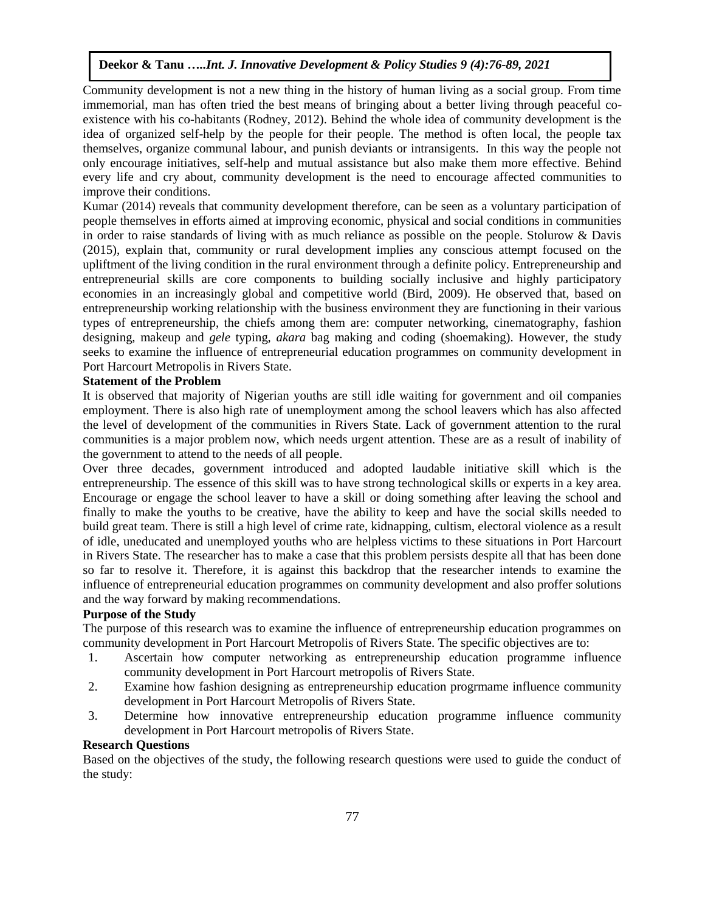Community development is not a new thing in the history of human living as a social group. From time immemorial, man has often tried the best means of bringing about a better living through peaceful co-existence with his co-habitants (Rodney, 2012). Behind the whole idea of community development is the idea of organized self-help by the people for their people. The method is often local, the people tax themselves, organize communal labour, and punish deviants or intransigents. In this way the people not only encourage initiatives, self-help and mutual assistance but also make them more effective. Behind every life and cry about, community development is the need to encourage affected communities to improve their conditions.

Kumar (2014) reveals that community development therefore, can be seen as a voluntary participation of people themselves in efforts aimed at improving economic, physical and social conditions in communities in order to raise standards of living with as much reliance as possible on the people. Stolurow & Davis (2015), explain that, community or rural development implies any conscious attempt focused on the upliftment of the living condition in the rural environment through a definite policy. Entrepreneurship and entrepreneurial skills are core components to building socially inclusive and highly participatory economies in an increasingly global and competitive world (Bird, 2009). He observed that, based on entrepreneurship working relationship with the business environment they are functioning in their various types of entrepreneurship, the chiefs among them are: computer networking, cinematography, fashion designing, makeup and *gele* typing, *akara* bag making and coding (shoemaking). However, the study seeks to examine the influence of entrepreneurial education programmes on community development in Port Harcourt Metropolis in Rivers State.

**Statement of the Problem**

It is observed that majority of Nigerian youths are still idle waiting for government and oil companies employment. There is also high rate of unemployment among the school leavers which has also affected the level of development of the communities in Rivers State. Lack of government attention to the rural communities is a major problem now, which needs urgent attention. These are as a result of inability of the government to attend to the needs of all people.

Over three decades, government introduced and adopted laudable initiative skill which is the entrepreneurship. The essence of this skill was to have strong technological skills or experts in a key area. Encourage or engage the school leaver to have a skill or doing something after leaving the school and finally to make the youths to be creative, have the ability to keep and have the social skills needed to build great team. There is still a high level of crime rate, kidnapping, cultism, electoral violence as a result of idle, uneducated and unemployed youths who are helpless victims to these situations in Port Harcourt in Rivers State. The researcher has to make a case that this problem persists despite all that has been done so far to resolve it. Therefore, it is against this backdrop that the researcher intends to examine the influence of entrepreneurial education programmes on community development and also proffer solutions and the way forward by making recommendations.

**Purpose of the Study**

The purpose of this research was to examine the influence of entrepreneurship education programmes on community development in Port Harcourt Metropolis of Rivers State. The specific objectives are to:

1. Ascertain how computer networking as entrepreneurship education programme influence community development in Port Harcourt metropolis of Rivers State.
2. Examine how fashion designing as entrepreneurship education progrmame influence community development in Port Harcourt Metropolis of Rivers State.
3. Determine how innovative entrepreneurship education programme influence community development in Port Harcourt metropolis of Rivers State.

**Research Questions**

Based on the objectives of the study, the following research questions were used to guide the conduct of the study: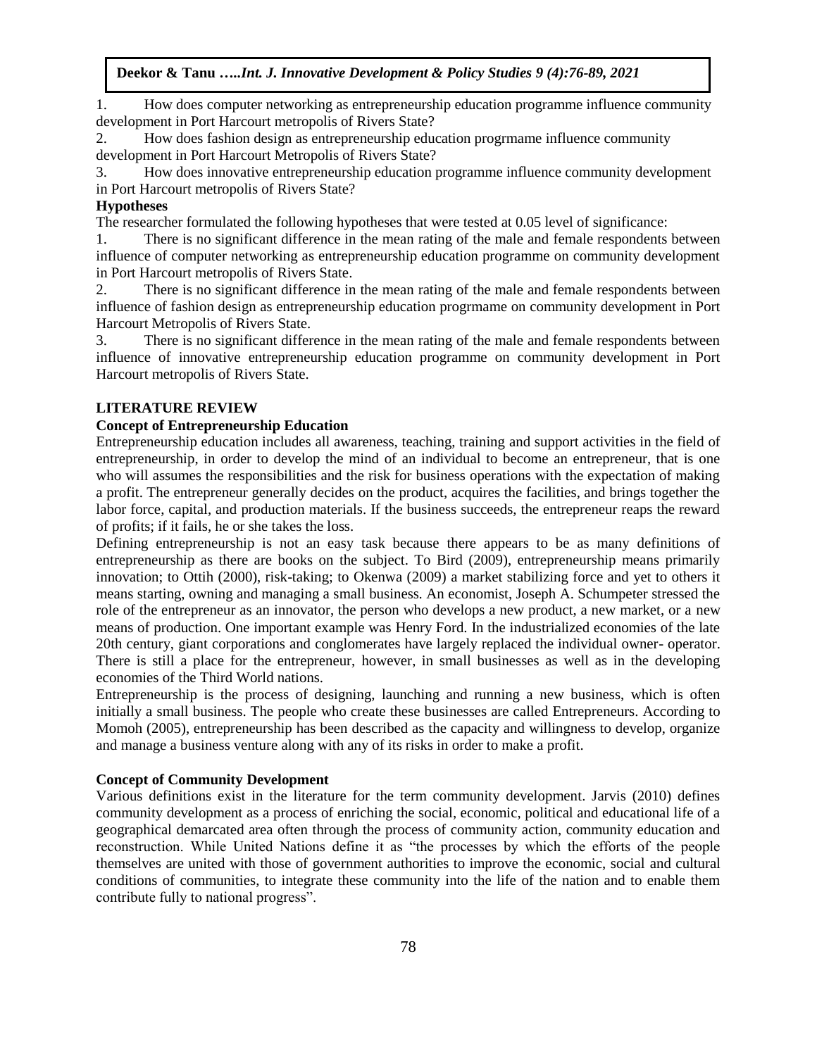1. How does computer networking as entrepreneurship education programme influence community development in Port Harcourt metropolis of Rivers State?
2. How does fashion design as entrepreneurship education progrmame influence community development in Port Harcourt Metropolis of Rivers State?
3. How does innovative entrepreneurship education programme influence community development in Port Harcourt metropolis of Rivers State?

**Hypotheses**

The researcher formulated the following hypotheses that were tested at 0.05 level of significance:

1. There is no significant difference in the mean rating of the male and female respondents between influence of computer networking as entrepreneurship education programme on community development in Port Harcourt metropolis of Rivers State.
2. There is no significant difference in the mean rating of the male and female respondents between influence of fashion design as entrepreneurship education progrmame on community development in Port Harcourt Metropolis of Rivers State.
3. There is no significant difference in the mean rating of the male and female respondents between influence of innovative entrepreneurship education programme on community development in Port Harcourt metropolis of Rivers State.

## LITERATURE REVIEW

### Concept of Entrepreneurship Education

Entrepreneurship education includes all awareness, teaching, training and support activities in the field of entrepreneurship, in order to develop the mind of an individual to become an entrepreneur, that is one who will assumes the responsibilities and the risk for business operations with the expectation of making a profit. The entrepreneur generally decides on the product, acquires the facilities, and brings together the labor force, capital, and production materials. If the business succeeds, the entrepreneur reaps the reward of profits; if it fails, he or she takes the loss.

Defining entrepreneurship is not an easy task because there appears to be as many definitions of entrepreneurship as there are books on the subject. To Bird (2009), entrepreneurship means primarily innovation; to Ottih (2000), risk-taking; to Okenwa (2009) a market stabilizing force and yet to others it means starting, owning and managing a small business. An economist, Joseph A. Schumpeter stressed the role of the entrepreneur as an innovator, the person who develops a new product, a new market, or a new means of production. One important example was Henry Ford. In the industrialized economies of the late 20th century, giant corporations and conglomerates have largely replaced the individual owner- operator. There is still a place for the entrepreneur, however, in small businesses as well as in the developing economies of the Third World nations.

Entrepreneurship is the process of designing, launching and running a new business, which is often initially a small business. The people who create these businesses are called Entrepreneurs. According to Momoh (2005), entrepreneurship has been described as the capacity and willingness to develop, organize and manage a business venture along with any of its risks in order to make a profit.

### Concept of Community Development

Various definitions exist in the literature for the term community development. Jarvis (2010) defines community development as a process of enriching the social, economic, political and educational life of a geographical demarcated area often through the process of community action, community education and reconstruction. While United Nations define it as "the processes by which the efforts of the people themselves are united with those of government authorities to improve the economic, social and cultural conditions of communities, to integrate these community into the life of the nation and to enable them contribute fully to national progress".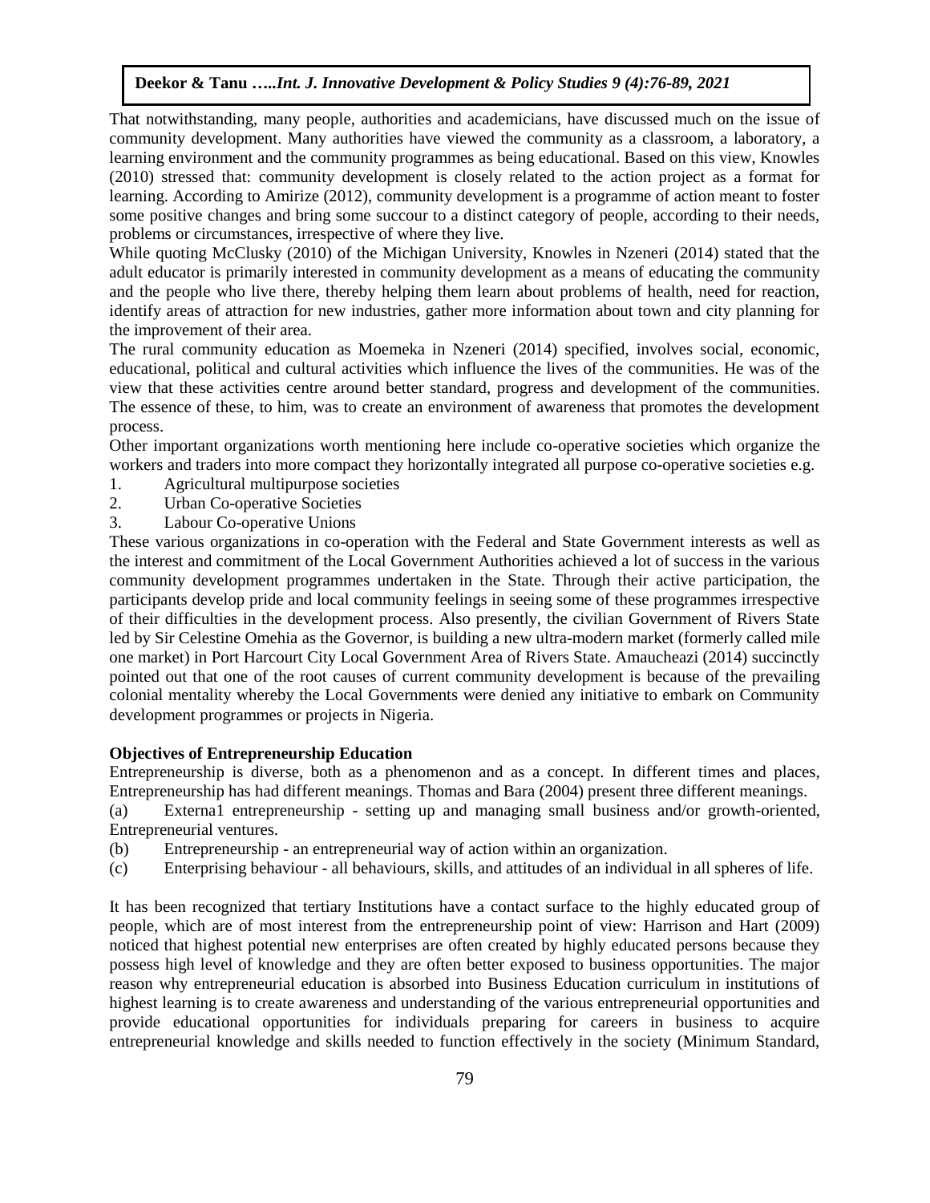That notwithstanding, many people, authorities and academicians, have discussed much on the issue of community development. Many authorities have viewed the community as a classroom, a laboratory, a learning environment and the community programmes as being educational. Based on this view, Knowles (2010) stressed that: community development is closely related to the action project as a format for learning. According to Amirize (2012), community development is a programme of action meant to foster some positive changes and bring some succour to a distinct category of people, according to their needs, problems or circumstances, irrespective of where they live.

While quoting McClusky (2010) of the Michigan University, Knowles in Nzeneri (2014) stated that the adult educator is primarily interested in community development as a means of educating the community and the people who live there, thereby helping them learn about problems of health, need for reaction, identify areas of attraction for new industries, gather more information about town and city planning for the improvement of their area.

The rural community education as Moemeka in Nzeneri (2014) specified, involves social, economic, educational, political and cultural activities which influence the lives of the communities. He was of the view that these activities centre around better standard, progress and development of the communities. The essence of these, to him, was to create an environment of awareness that promotes the development process.

Other important organizations worth mentioning here include co-operative societies which organize the workers and traders into more compact they horizontally integrated all purpose co-operative societies e.g.

1. Agricultural multipurpose societies
2. Urban Co-operative Societies
3. Labour Co-operative Unions

These various organizations in co-operation with the Federal and State Government interests as well as the interest and commitment of the Local Government Authorities achieved a lot of success in the various community development programmes undertaken in the State. Through their active participation, the participants develop pride and local community feelings in seeing some of these programmes irrespective of their difficulties in the development process. Also presently, the civilian Government of Rivers State led by Sir Celestine Omehia as the Governor, is building a new ultra-modern market (formerly called mile one market) in Port Harcourt City Local Government Area of Rivers State. Amaucheazi (2014) succinctly pointed out that one of the root causes of current community development is because of the prevailing colonial mentality whereby the Local Governments were denied any initiative to embark on Community development programmes or projects in Nigeria.

**Objectives of Entrepreneurship Education**

Entrepreneurship is diverse, both as a phenomenon and as a concept. In different times and places, Entrepreneurship has had different meanings. Thomas and Bara (2004) present three different meanings.

(a) Externa1 entrepreneurship - setting up and managing small business and/or growth-oriented, Entrepreneurial ventures.

(b) Entrepreneurship - an entrepreneurial way of action within an organization.

(c) Enterprising behaviour - all behaviours, skills, and attitudes of an individual in all spheres of life.

It has been recognized that tertiary Institutions have a contact surface to the highly educated group of people, which are of most interest from the entrepreneurship point of view: Harrison and Hart (2009) noticed that highest potential new enterprises are often created by highly educated persons because they possess high level of knowledge and they are often better exposed to business opportunities. The major reason why entrepreneurial education is absorbed into Business Education curriculum in institutions of highest learning is to create awareness and understanding of the various entrepreneurial opportunities and provide educational opportunities for individuals preparing for careers in business to acquire entrepreneurial knowledge and skills needed to function effectively in the society (Minimum Standard,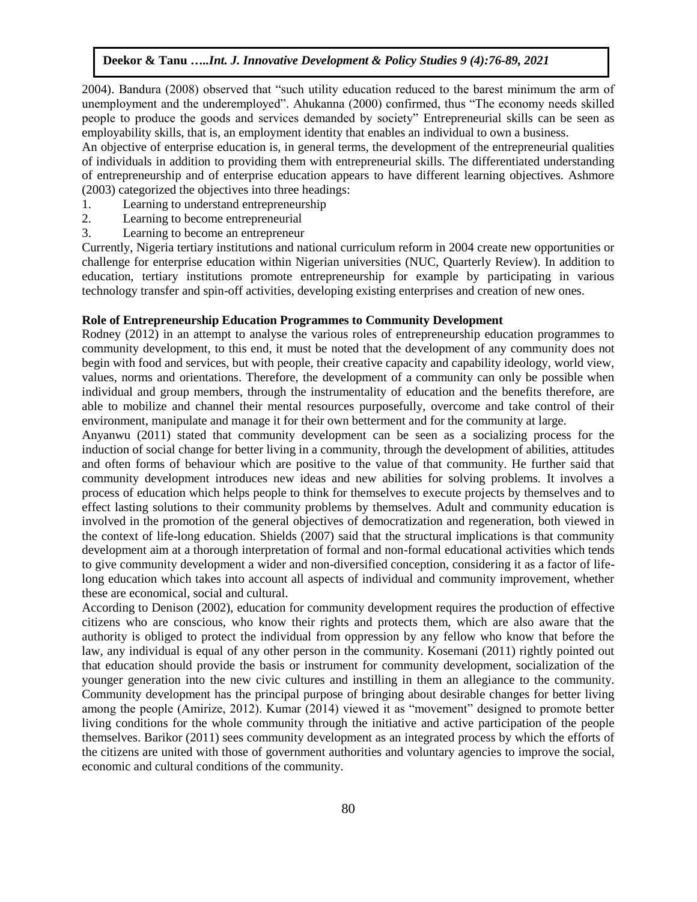2004). Bandura (2008) observed that "such utility education reduced to the barest minimum the arm of unemployment and the underemployed". Ahukanna (2000) confirmed, thus "The economy needs skilled people to produce the goods and services demanded by society" Entrepreneurial skills can be seen as employability skills, that is, an employment identity that enables an individual to own a business.

An objective of enterprise education is, in general terms, the development of the entrepreneurial qualities of individuals in addition to providing them with entrepreneurial skills. The differentiated understanding of entrepreneurship and of enterprise education appears to have different learning objectives. Ashmore (2003) categorized the objectives into three headings:

1. Learning to understand entrepreneurship
2. Learning to become entrepreneurial
3. Learning to become an entrepreneur

Currently, Nigeria tertiary institutions and national curriculum reform in 2004 create new opportunities or challenge for enterprise education within Nigerian universities (NUC, Quarterly Review). In addition to education, tertiary institutions promote entrepreneurship for example by participating in various technology transfer and spin-off activities, developing existing enterprises and creation of new ones.

**Role of Entrepreneurship Education Programmes to Community Development**

Rodney (2012) in an attempt to analyse the various roles of entrepreneurship education programmes to community development, to this end, it must be noted that the development of any community does not begin with food and services, but with people, their creative capacity and capability ideology, world view, values, norms and orientations. Therefore, the development of a community can only be possible when individual and group members, through the instrumentality of education and the benefits therefore, are able to mobilize and channel their mental resources purposefully, overcome and take control of their environment, manipulate and manage it for their own betterment and for the community at large.

Anyanwu (2011) stated that community development can be seen as a socializing process for the induction of social change for better living in a community, through the development of abilities, attitudes and often forms of behaviour which are positive to the value of that community. He further said that community development introduces new ideas and new abilities for solving problems. It involves a process of education which helps people to think for themselves to execute projects by themselves and to effect lasting solutions to their community problems by themselves. Adult and community education is involved in the promotion of the general objectives of democratization and regeneration, both viewed in the context of life-long education. Shields (2007) said that the structural implications is that community development aim at a thorough interpretation of formal and non-formal educational activities which tends to give community development a wider and non-diversified conception, considering it as a factor of life-long education which takes into account all aspects of individual and community improvement, whether these are economical, social and cultural.

According to Denison (2002), education for community development requires the production of effective citizens who are conscious, who know their rights and protects them, which are also aware that the authority is obliged to protect the individual from oppression by any fellow who know that before the law, any individual is equal of any other person in the community. Kosemani (2011) rightly pointed out that education should provide the basis or instrument for community development, socialization of the younger generation into the new civic cultures and instilling in them an allegiance to the community. Community development has the principal purpose of bringing about desirable changes for better living among the people (Amirize, 2012). Kumar (2014) viewed it as "movement" designed to promote better living conditions for the whole community through the initiative and active participation of the people themselves. Barikor (2011) sees community development as an integrated process by which the efforts of the citizens are united with those of government authorities and voluntary agencies to improve the social, economic and cultural conditions of the community.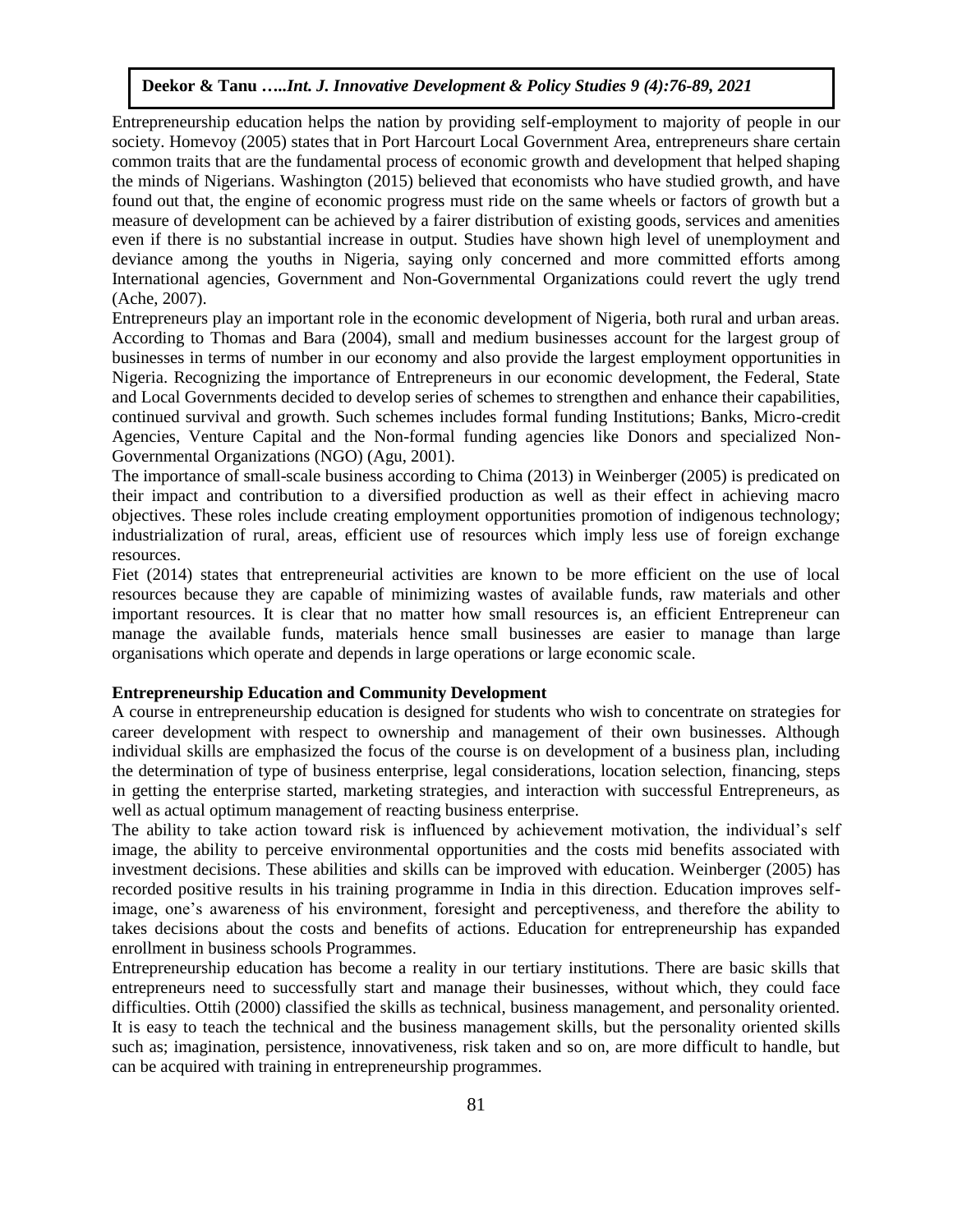Entrepreneurship education helps the nation by providing self-employment to majority of people in our society. Homevoy (2005) states that in Port Harcourt Local Government Area, entrepreneurs share certain common traits that are the fundamental process of economic growth and development that helped shaping the minds of Nigerians. Washington (2015) believed that economists who have studied growth, and have found out that, the engine of economic progress must ride on the same wheels or factors of growth but a measure of development can be achieved by a fairer distribution of existing goods, services and amenities even if there is no substantial increase in output. Studies have shown high level of unemployment and deviance among the youths in Nigeria, saying only concerned and more committed efforts among International agencies, Government and Non-Governmental Organizations could revert the ugly trend (Ache, 2007).

Entrepreneurs play an important role in the economic development of Nigeria, both rural and urban areas. According to Thomas and Bara (2004), small and medium businesses account for the largest group of businesses in terms of number in our economy and also provide the largest employment opportunities in Nigeria. Recognizing the importance of Entrepreneurs in our economic development, the Federal, State and Local Governments decided to develop series of schemes to strengthen and enhance their capabilities, continued survival and growth. Such schemes includes formal funding Institutions; Banks, Micro-credit Agencies, Venture Capital and the Non-formal funding agencies like Donors and specialized Non-Governmental Organizations (NGO) (Agu, 2001).

The importance of small-scale business according to Chima (2013) in Weinberger (2005) is predicated on their impact and contribution to a diversified production as well as their effect in achieving macro objectives. These roles include creating employment opportunities promotion of indigenous technology; industrialization of rural, areas, efficient use of resources which imply less use of foreign exchange resources.

Fiet (2014) states that entrepreneurial activities are known to be more efficient on the use of local resources because they are capable of minimizing wastes of available funds, raw materials and other important resources. It is clear that no matter how small resources is, an efficient Entrepreneur can manage the available funds, materials hence small businesses are easier to manage than large organisations which operate and depends in large operations or large economic scale.

**Entrepreneurship Education and Community Development**

A course in entrepreneurship education is designed for students who wish to concentrate on strategies for career development with respect to ownership and management of their own businesses. Although individual skills are emphasized the focus of the course is on development of a business plan, including the determination of type of business enterprise, legal considerations, location selection, financing, steps in getting the enterprise started, marketing strategies, and interaction with successful Entrepreneurs, as well as actual optimum management of reacting business enterprise.

The ability to take action toward risk is influenced by achievement motivation, the individual's self image, the ability to perceive environmental opportunities and the costs mid benefits associated with investment decisions. These abilities and skills can be improved with education. Weinberger (2005) has recorded positive results in his training programme in India in this direction. Education improves self-image, one's awareness of his environment, foresight and perceptiveness, and therefore the ability to takes decisions about the costs and benefits of actions. Education for entrepreneurship has expanded enrollment in business schools Programmes.

Entrepreneurship education has become a reality in our tertiary institutions. There are basic skills that entrepreneurs need to successfully start and manage their businesses, without which, they could face difficulties. Ottih (2000) classified the skills as technical, business management, and personality oriented. It is easy to teach the technical and the business management skills, but the personality oriented skills such as; imagination, persistence, innovativeness, risk taken and so on, are more difficult to handle, but can be acquired with training in entrepreneurship programmes.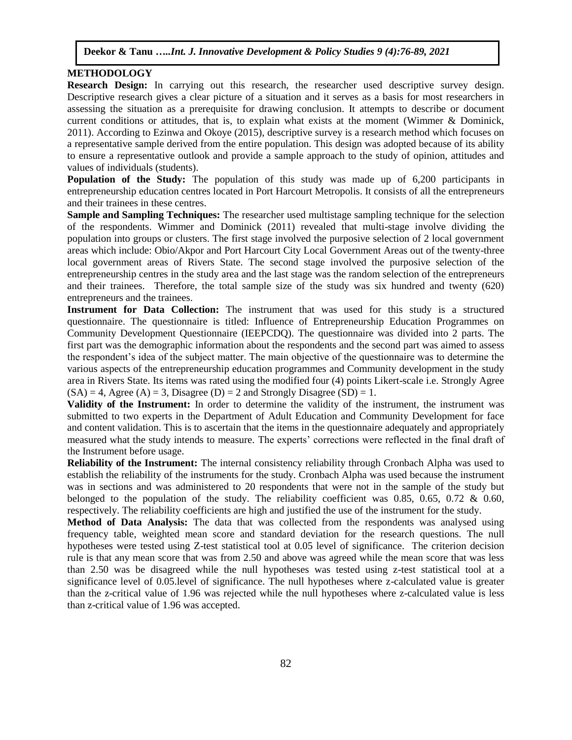## METHODOLOGY

**Research Design:** In carrying out this research, the researcher used descriptive survey design. Descriptive research gives a clear picture of a situation and it serves as a basis for most researchers in assessing the situation as a prerequisite for drawing conclusion. It attempts to describe or document current conditions or attitudes, that is, to explain what exists at the moment (Wimmer & Dominick, 2011). According to Ezinwa and Okoye (2015), descriptive survey is a research method which focuses on a representative sample derived from the entire population. This design was adopted because of its ability to ensure a representative outlook and provide a sample approach to the study of opinion, attitudes and values of individuals (students).

**Population of the Study:** The population of this study was made up of 6,200 participants in entrepreneurship education centres located in Port Harcourt Metropolis. It consists of all the entrepreneurs and their trainees in these centres.

**Sample and Sampling Techniques:** The researcher used multistage sampling technique for the selection of the respondents. Wimmer and Dominick (2011) revealed that multi-stage involve dividing the population into groups or clusters. The first stage involved the purposive selection of 2 local government areas which include: Obio/Akpor and Port Harcourt City Local Government Areas out of the twenty-three local government areas of Rivers State. The second stage involved the purposive selection of the entrepreneurship centres in the study area and the last stage was the random selection of the entrepreneurs and their trainees. Therefore, the total sample size of the study was six hundred and twenty (620) entrepreneurs and the trainees.

**Instrument for Data Collection:** The instrument that was used for this study is a structured questionnaire. The questionnaire is titled: Influence of Entrepreneurship Education Programmes on Community Development Questionnaire (IEEPCDQ). The questionnaire was divided into 2 parts. The first part was the demographic information about the respondents and the second part was aimed to assess the respondent's idea of the subject matter. The main objective of the questionnaire was to determine the various aspects of the entrepreneurship education programmes and Community development in the study area in Rivers State. Its items was rated using the modified four (4) points Likert-scale i.e. Strongly Agree (SA) = 4, Agree (A) = 3, Disagree (D) = 2 and Strongly Disagree (SD) = 1.

**Validity of the Instrument:** In order to determine the validity of the instrument, the instrument was submitted to two experts in the Department of Adult Education and Community Development for face and content validation. This is to ascertain that the items in the questionnaire adequately and appropriately measured what the study intends to measure. The experts' corrections were reflected in the final draft of the Instrument before usage.

**Reliability of the Instrument:** The internal consistency reliability through Cronbach Alpha was used to establish the reliability of the instruments for the study. Cronbach Alpha was used because the instrument was in sections and was administered to 20 respondents that were not in the sample of the study but belonged to the population of the study. The reliability coefficient was 0.85, 0.65, 0.72 & 0.60, respectively. The reliability coefficients are high and justified the use of the instrument for the study.

**Method of Data Analysis:** The data that was collected from the respondents was analysed using frequency table, weighted mean score and standard deviation for the research questions. The null hypotheses were tested using Z-test statistical tool at 0.05 level of significance. The criterion decision rule is that any mean score that was from 2.50 and above was agreed while the mean score that was less than 2.50 was be disagreed while the null hypotheses was tested using z-test statistical tool at a significance level of 0.05.level of significance. The null hypotheses where z-calculated value is greater than the z-critical value of 1.96 was rejected while the null hypotheses where z-calculated value is less than z-critical value of 1.96 was accepted.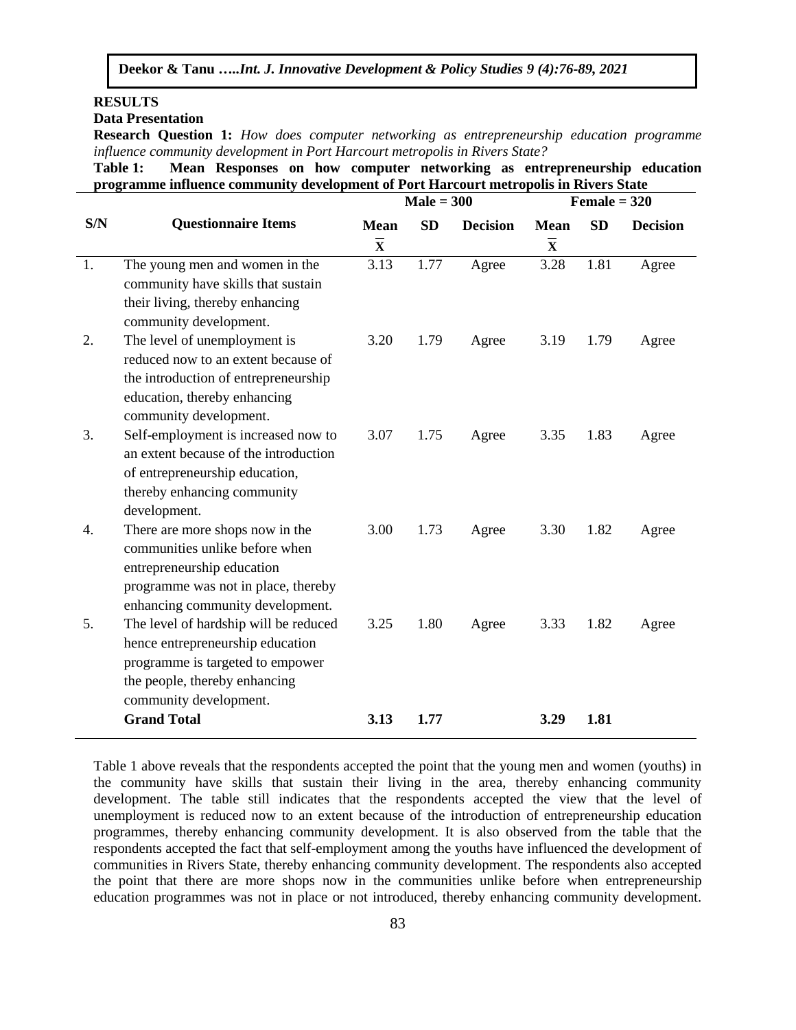**RESULTS**

**Data Presentation**

**Research Question 1:** *How does computer networking as entrepreneurship education programme influence community development in Port Harcourt metropolis in Rivers State?*

**Table 1: Mean Responses on how computer networking as entrepreneurship education programme influence community development of Port Harcourt metropolis in Rivers State**

| S/N | Questionnaire Items | Male = 300 | | | Female = 320 | | |
|---|---|---|---|---|---|---|---|
| | | Mean $\bar{X}$ | SD | Decision | Mean $\bar{X}$ | SD | Decision |
| 1. | The young men and women in the community have skills that sustain their living, thereby enhancing community development. | 3.13 | 1.77 | Agree | 3.28 | 1.81 | Agree |
| 2. | The level of unemployment is reduced now to an extent because of the introduction of entrepreneurship education, thereby enhancing community development. | 3.20 | 1.79 | Agree | 3.19 | 1.79 | Agree |
| 3. | Self-employment is increased now to an extent because of the introduction of entrepreneurship education, thereby enhancing community development. | 3.07 | 1.75 | Agree | 3.35 | 1.83 | Agree |
| 4. | There are more shops now in the communities unlike before when entrepreneurship education programme was not in place, thereby enhancing community development. | 3.00 | 1.73 | Agree | 3.30 | 1.82 | Agree |
| 5. | The level of hardship will be reduced hence entrepreneurship education programme is targeted to empower the people, thereby enhancing community development. | 3.25 | 1.80 | Agree | 3.33 | 1.82 | Agree |
| | **Grand Total** | **3.13** | **1.77** | | **3.29** | **1.81** | |

Table 1 above reveals that the respondents accepted the point that the young men and women (youths) in the community have skills that sustain their living in the area, thereby enhancing community development. The table still indicates that the respondents accepted the view that the level of unemployment is reduced now to an extent because of the introduction of entrepreneurship education programmes, thereby enhancing community development. It is also observed from the table that the respondents accepted the fact that self-employment among the youths have influenced the development of communities in Rivers State, thereby enhancing community development. The respondents also accepted the point that there are more shops now in the communities unlike before when entrepreneurship education programmes was not in place or not introduced, thereby enhancing community development.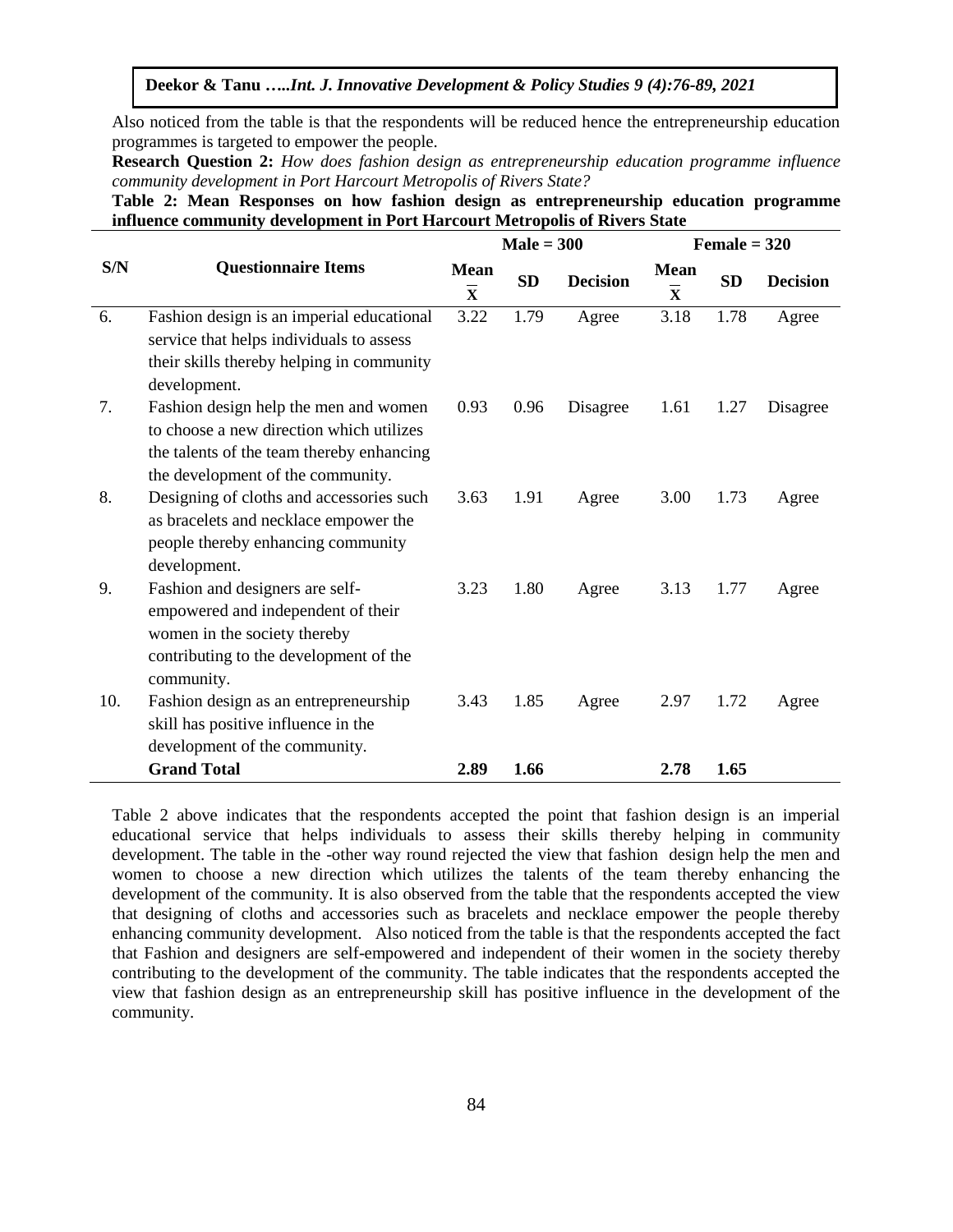Also noticed from the table is that the respondents will be reduced hence the entrepreneurship education programmes is targeted to empower the people.

**Research Question 2:** *How does fashion design as entrepreneurship education programme influence community development in Port Harcourt Metropolis of Rivers State?*

**Table 2: Mean Responses on how fashion design as entrepreneurship education programme influence community development in Port Harcourt Metropolis of Rivers State**

| S/N | Questionnaire Items | Male = 300 | | | Female = 320 | | |
|---|---|---|---|---|---|---|---|
| | | **Mean $\bar{X}$** | **SD** | **Decision** | **Mean $\bar{X}$** | **SD** | **Decision** |
| 6. | Fashion design is an imperial educational service that helps individuals to assess their skills thereby helping in community development. | 3.22 | 1.79 | Agree | 3.18 | 1.78 | Agree |
| 7. | Fashion design help the men and women to choose a new direction which utilizes the talents of the team thereby enhancing the development of the community. | 0.93 | 0.96 | Disagree | 1.61 | 1.27 | Disagree |
| 8. | Designing of cloths and accessories such as bracelets and necklace empower the people thereby enhancing community development. | 3.63 | 1.91 | Agree | 3.00 | 1.73 | Agree |
| 9. | Fashion and designers are self-empowered and independent of their women in the society thereby contributing to the development of the community. | 3.23 | 1.80 | Agree | 3.13 | 1.77 | Agree |
| 10. | Fashion design as an entrepreneurship skill has positive influence in the development of the community. | 3.43 | 1.85 | Agree | 2.97 | 1.72 | Agree |
| | **Grand Total** | **2.89** | **1.66** | | **2.78** | **1.65** | |

Table 2 above indicates that the respondents accepted the point that fashion design is an imperial educational service that helps individuals to assess their skills thereby helping in community development. The table in the -other way round rejected the view that fashion design help the men and women to choose a new direction which utilizes the talents of the team thereby enhancing the development of the community. It is also observed from the table that the respondents accepted the view that designing of cloths and accessories such as bracelets and necklace empower the people thereby enhancing community development. Also noticed from the table is that the respondents accepted the fact that Fashion and designers are self-empowered and independent of their women in the society thereby contributing to the development of the community. The table indicates that the respondents accepted the view that fashion design as an entrepreneurship skill has positive influence in the development of the community.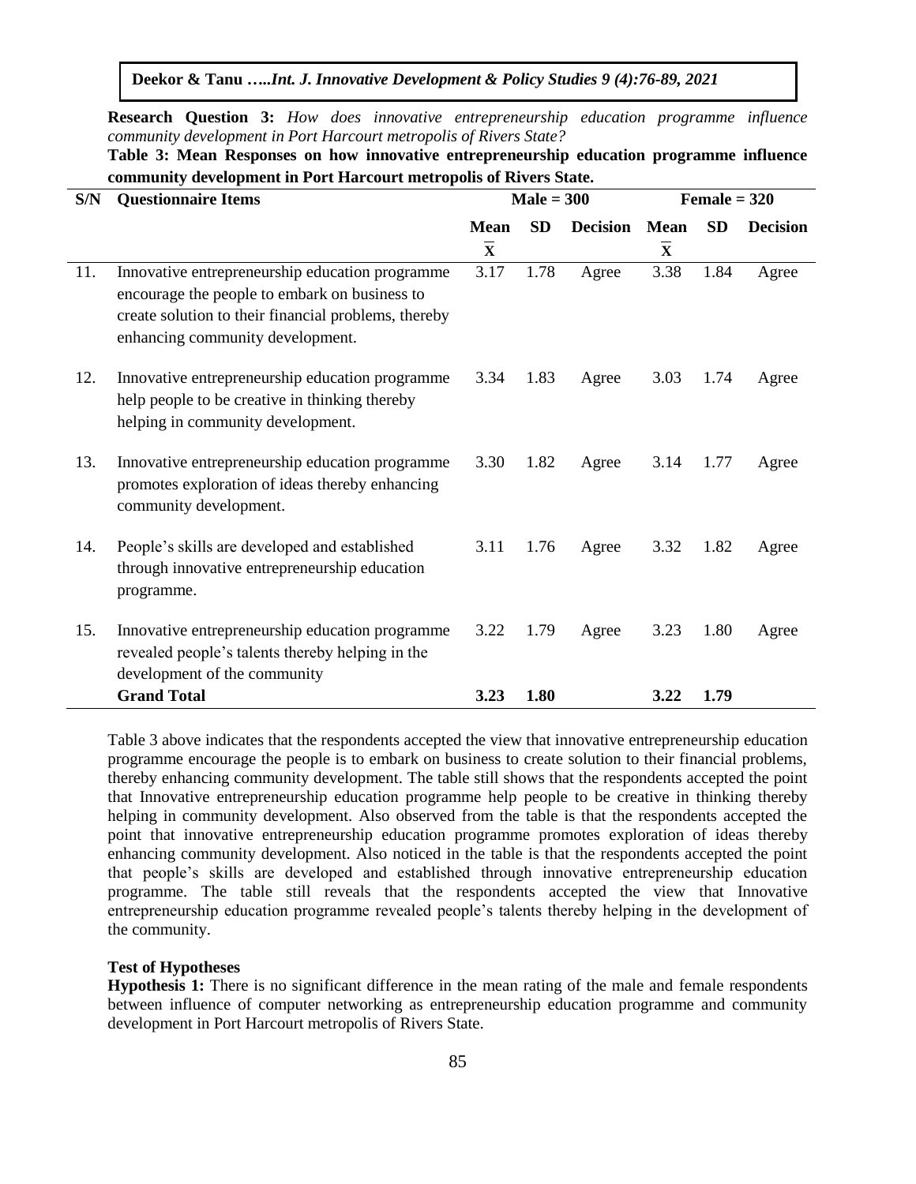**Research Question 3:** *How does innovative entrepreneurship education programme influence community development in Port Harcourt metropolis of Rivers State?*

**Table 3: Mean Responses on how innovative entrepreneurship education programme influence community development in Port Harcourt metropolis of Rivers State.**

| S/N | Questionnaire Items | Male = 300 | | | Female = 320 | | |
|---|---|---|---|---|---|---|---|
| | | Mean $\overline{X}$ | SD | Decision | Mean $\overline{X}$ | SD | Decision |
| 11. | Innovative entrepreneurship education programme encourage the people to embark on business to create solution to their financial problems, thereby enhancing community development. | 3.17 | 1.78 | Agree | 3.38 | 1.84 | Agree |
| 12. | Innovative entrepreneurship education programme help people to be creative in thinking thereby helping in community development. | 3.34 | 1.83 | Agree | 3.03 | 1.74 | Agree |
| 13. | Innovative entrepreneurship education programme promotes exploration of ideas thereby enhancing community development. | 3.30 | 1.82 | Agree | 3.14 | 1.77 | Agree |
| 14. | People's skills are developed and established through innovative entrepreneurship education programme. | 3.11 | 1.76 | Agree | 3.32 | 1.82 | Agree |
| 15. | Innovative entrepreneurship education programme revealed people's talents thereby helping in the development of the community | 3.22 | 1.79 | Agree | 3.23 | 1.80 | Agree |
| | **Grand Total** | **3.23** | **1.80** | | **3.22** | **1.79** | |

Table 3 above indicates that the respondents accepted the view that innovative entrepreneurship education programme encourage the people is to embark on business to create solution to their financial problems, thereby enhancing community development. The table still shows that the respondents accepted the point that Innovative entrepreneurship education programme help people to be creative in thinking thereby helping in community development. Also observed from the table is that the respondents accepted the point that innovative entrepreneurship education programme promotes exploration of ideas thereby enhancing community development. Also noticed in the table is that the respondents accepted the point that people's skills are developed and established through innovative entrepreneurship education programme. The table still reveals that the respondents accepted the view that Innovative entrepreneurship education programme revealed people's talents thereby helping in the development of the community.

**Test of Hypotheses**

**Hypothesis 1:** There is no significant difference in the mean rating of the male and female respondents between influence of computer networking as entrepreneurship education programme and community development in Port Harcourt metropolis of Rivers State.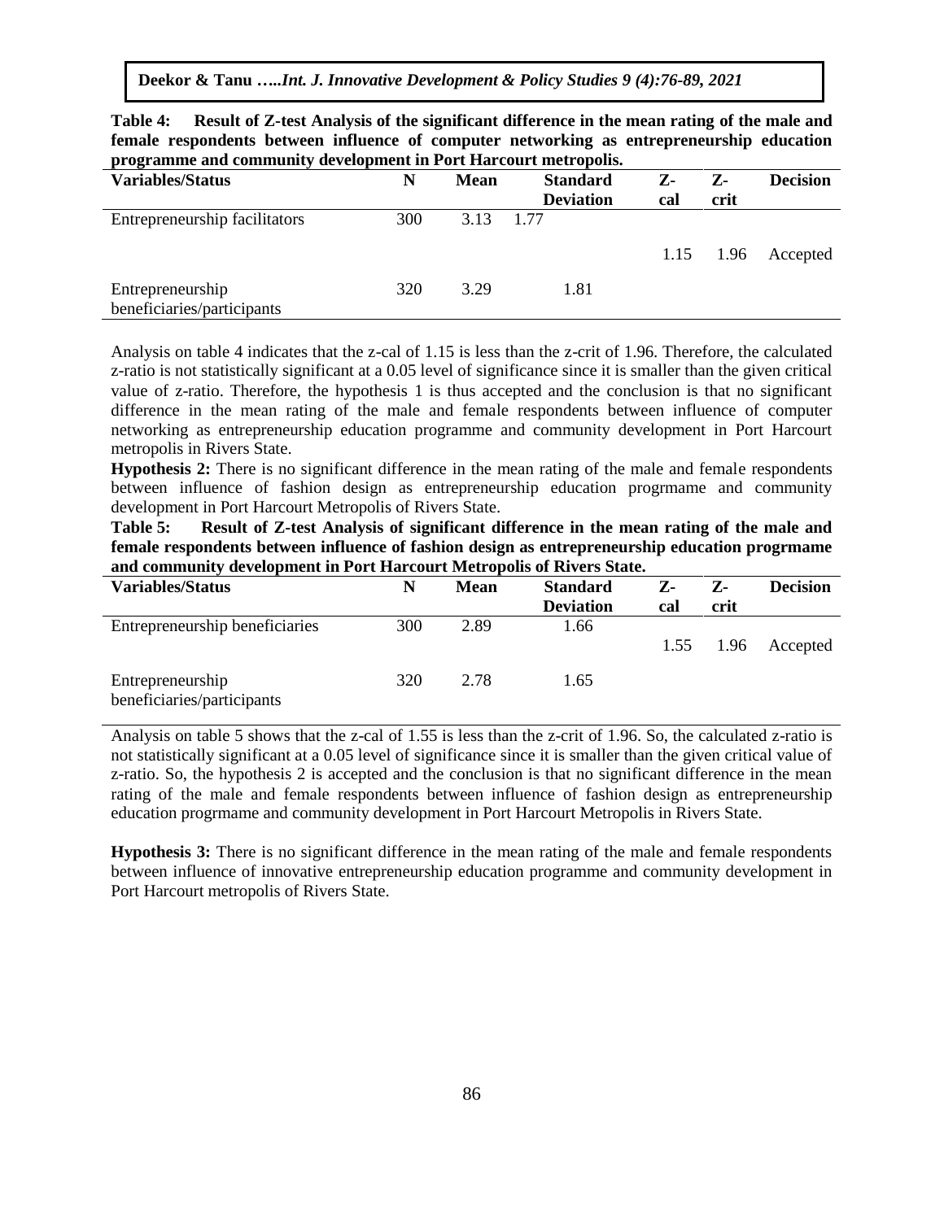**Table 4: Result of Z-test Analysis of the significant difference in the mean rating of the male and female respondents between influence of computer networking as entrepreneurship education programme and community development in Port Harcourt metropolis.**

| Variables/Status | N | Mean | Standard Deviation | Z-cal | Z-crit | Decision |
|---|---|---|---|---|---|---|
| Entrepreneurship facilitators | 300 | 3.13 | 1.77 | | | |
| | | | | 1.15 | 1.96 | Accepted |
| Entrepreneurship beneficiaries/participants | 320 | 3.29 | 1.81 | | | |

Analysis on table 4 indicates that the z-cal of 1.15 is less than the z-crit of 1.96. Therefore, the calculated z-ratio is not statistically significant at a 0.05 level of significance since it is smaller than the given critical value of z-ratio. Therefore, the hypothesis 1 is thus accepted and the conclusion is that no significant difference in the mean rating of the male and female respondents between influence of computer networking as entrepreneurship education programme and community development in Port Harcourt metropolis in Rivers State.

**Hypothesis 2:** There is no significant difference in the mean rating of the male and female respondents between influence of fashion design as entrepreneurship education progrmame and community development in Port Harcourt Metropolis of Rivers State.

**Table 5: Result of Z-test Analysis of significant difference in the mean rating of the male and female respondents between influence of fashion design as entrepreneurship education progrmame and community development in Port Harcourt Metropolis of Rivers State.**

| Variables/Status | N | Mean | Standard Deviation | Z-cal | Z-crit | Decision |
|---|---|---|---|---|---|---|
| Entrepreneurship beneficiaries | 300 | 2.89 | 1.66 | | | |
| | | | | 1.55 | 1.96 | Accepted |
| Entrepreneurship beneficiaries/participants | 320 | 2.78 | 1.65 | | | |

Analysis on table 5 shows that the z-cal of 1.55 is less than the z-crit of 1.96. So, the calculated z-ratio is not statistically significant at a 0.05 level of significance since it is smaller than the given critical value of z-ratio. So, the hypothesis 2 is accepted and the conclusion is that no significant difference in the mean rating of the male and female respondents between influence of fashion design as entrepreneurship education progrmame and community development in Port Harcourt Metropolis in Rivers State.

**Hypothesis 3:** There is no significant difference in the mean rating of the male and female respondents between influence of innovative entrepreneurship education programme and community development in Port Harcourt metropolis of Rivers State.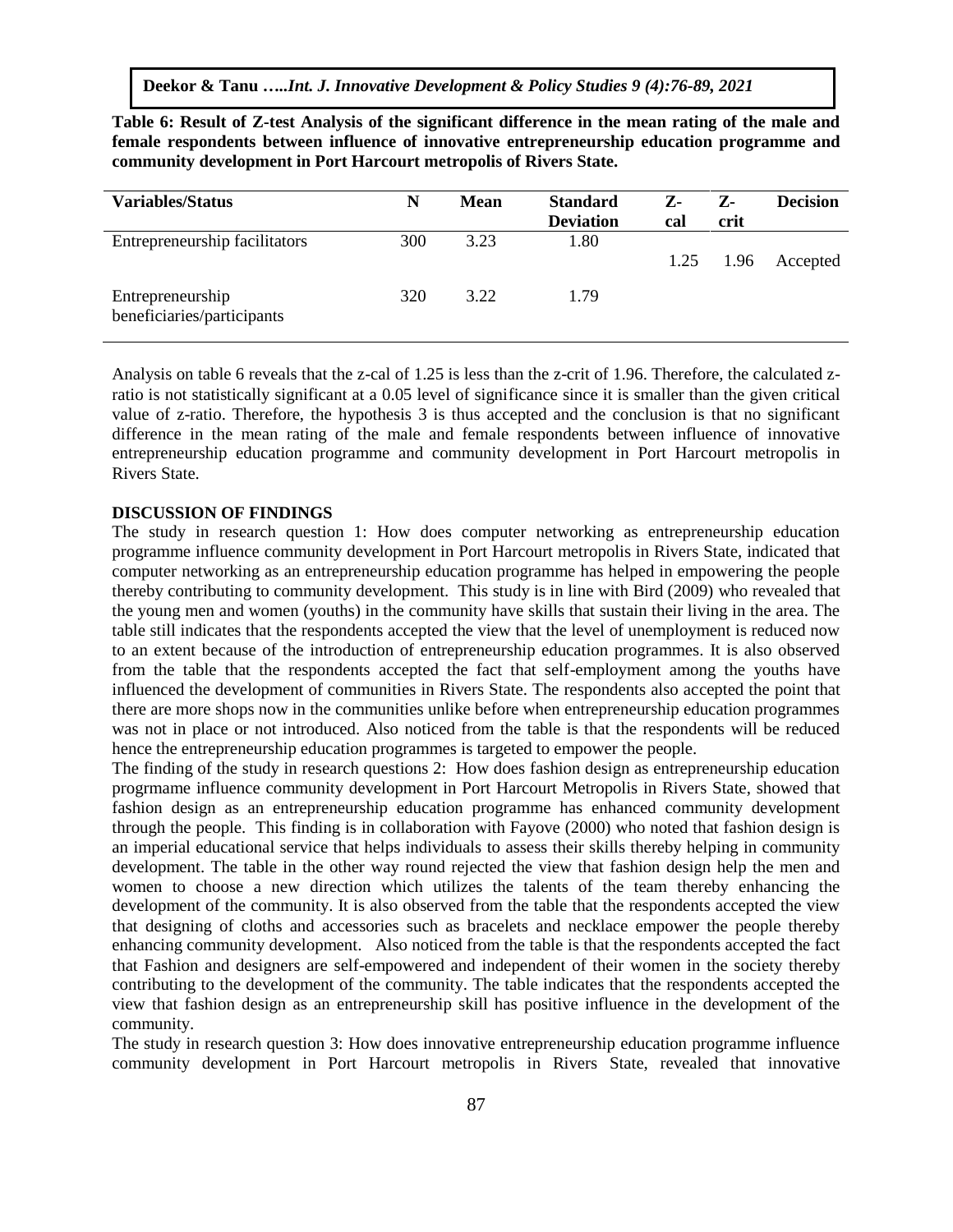**Table 6: Result of Z-test Analysis of the significant difference in the mean rating of the male and female respondents between influence of innovative entrepreneurship education programme and community development in Port Harcourt metropolis of Rivers State.**

| Variables/Status | N | Mean | Standard Deviation | Z-cal | Z-crit | Decision |
|---|---|---|---|---|---|---|
| Entrepreneurship facilitators | 300 | 3.23 | 1.80 | 1.25 | 1.96 | Accepted |
| Entrepreneurship beneficiaries/participants | 320 | 3.22 | 1.79 | | | |

Analysis on table 6 reveals that the z-cal of 1.25 is less than the z-crit of 1.96. Therefore, the calculated z-ratio is not statistically significant at a 0.05 level of significance since it is smaller than the given critical value of z-ratio. Therefore, the hypothesis 3 is thus accepted and the conclusion is that no significant difference in the mean rating of the male and female respondents between influence of innovative entrepreneurship education programme and community development in Port Harcourt metropolis in Rivers State.

## DISCUSSION OF FINDINGS

The study in research question 1: How does computer networking as entrepreneurship education programme influence community development in Port Harcourt metropolis in Rivers State, indicated that computer networking as an entrepreneurship education programme has helped in empowering the people thereby contributing to community development. This study is in line with Bird (2009) who revealed that the young men and women (youths) in the community have skills that sustain their living in the area. The table still indicates that the respondents accepted the view that the level of unemployment is reduced now to an extent because of the introduction of entrepreneurship education programmes. It is also observed from the table that the respondents accepted the fact that self-employment among the youths have influenced the development of communities in Rivers State. The respondents also accepted the point that there are more shops now in the communities unlike before when entrepreneurship education programmes was not in place or not introduced. Also noticed from the table is that the respondents will be reduced hence the entrepreneurship education programmes is targeted to empower the people.

The finding of the study in research questions 2: How does fashion design as entrepreneurship education progrmame influence community development in Port Harcourt Metropolis in Rivers State, showed that fashion design as an entrepreneurship education programme has enhanced community development through the people. This finding is in collaboration with Fayove (2000) who noted that fashion design is an imperial educational service that helps individuals to assess their skills thereby helping in community development. The table in the other way round rejected the view that fashion design help the men and women to choose a new direction which utilizes the talents of the team thereby enhancing the development of the community. It is also observed from the table that the respondents accepted the view that designing of cloths and accessories such as bracelets and necklace empower the people thereby enhancing community development. Also noticed from the table is that the respondents accepted the fact that Fashion and designers are self-empowered and independent of their women in the society thereby contributing to the development of the community. The table indicates that the respondents accepted the view that fashion design as an entrepreneurship skill has positive influence in the development of the community.

The study in research question 3: How does innovative entrepreneurship education programme influence community development in Port Harcourt metropolis in Rivers State, revealed that innovative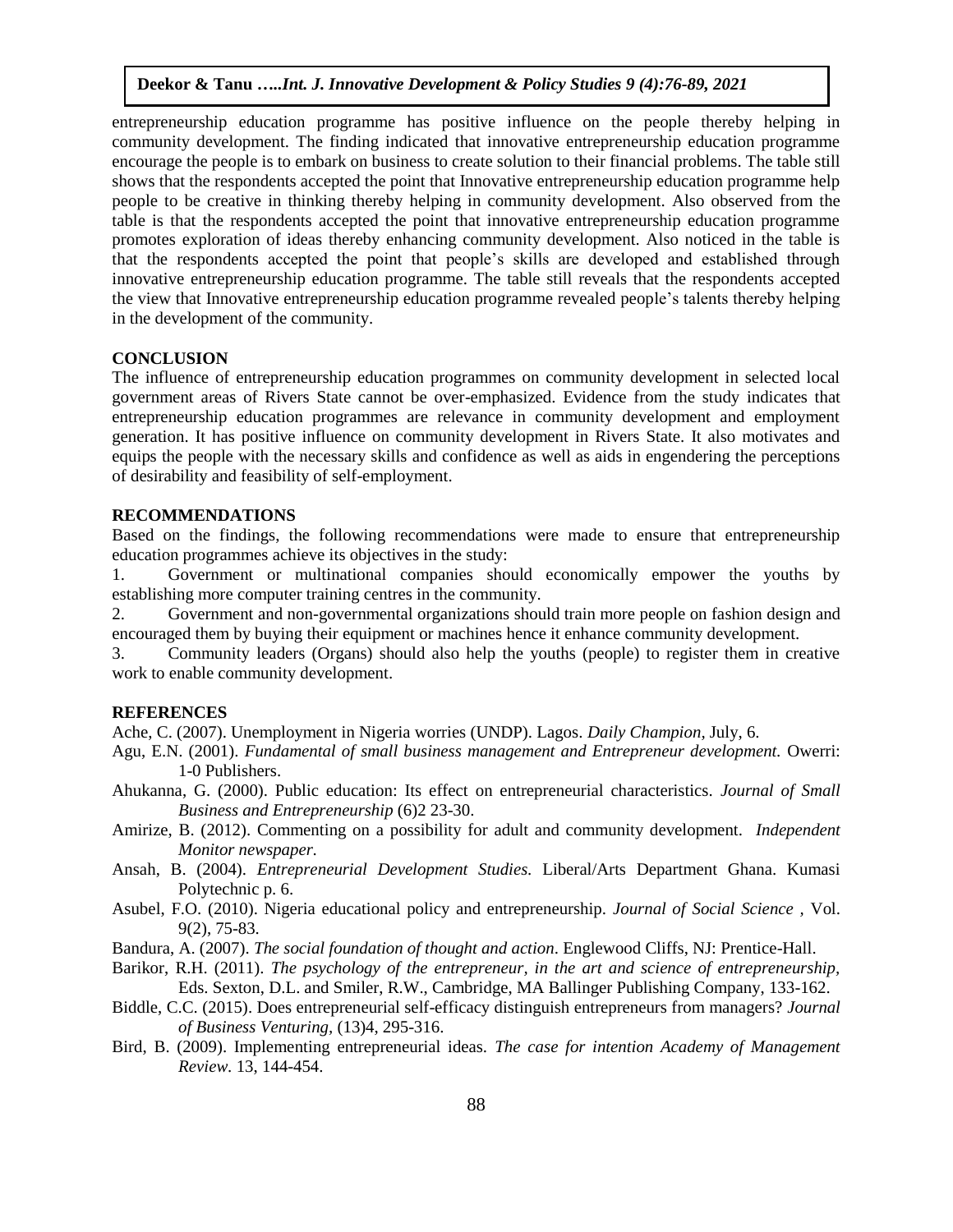entrepreneurship education programme has positive influence on the people thereby helping in community development. The finding indicated that innovative entrepreneurship education programme encourage the people is to embark on business to create solution to their financial problems. The table still shows that the respondents accepted the point that Innovative entrepreneurship education programme help people to be creative in thinking thereby helping in community development. Also observed from the table is that the respondents accepted the point that innovative entrepreneurship education programme promotes exploration of ideas thereby enhancing community development. Also noticed in the table is that the respondents accepted the point that people's skills are developed and established through innovative entrepreneurship education programme. The table still reveals that the respondents accepted the view that Innovative entrepreneurship education programme revealed people's talents thereby helping in the development of the community.

## CONCLUSION

The influence of entrepreneurship education programmes on community development in selected local government areas of Rivers State cannot be over-emphasized. Evidence from the study indicates that entrepreneurship education programmes are relevance in community development and employment generation. It has positive influence on community development in Rivers State. It also motivates and equips the people with the necessary skills and confidence as well as aids in engendering the perceptions of desirability and feasibility of self-employment.

## RECOMMENDATIONS

Based on the findings, the following recommendations were made to ensure that entrepreneurship education programmes achieve its objectives in the study:

1. Government or multinational companies should economically empower the youths by establishing more computer training centres in the community.
2. Government and non-governmental organizations should train more people on fashion design and encouraged them by buying their equipment or machines hence it enhance community development.
3. Community leaders (Organs) should also help the youths (people) to register them in creative work to enable community development.

## REFERENCES

Ache, C. (2007). Unemployment in Nigeria worries (UNDP). Lagos. *Daily Champion*, July, 6.

Agu, E.N. (2001). *Fundamental of small business management and Entrepreneur development.* Owerri: 1-0 Publishers.

Ahukanna, G. (2000). Public education: Its effect on entrepreneurial characteristics. *Journal of Small Business and Entrepreneurship* (6)2 23-30.

Amirize, B. (2012). Commenting on a possibility for adult and community development. *Independent Monitor newspaper.*

Ansah, B. (2004). *Entrepreneurial Development Studies.* Liberal/Arts Department Ghana. Kumasi Polytechnic p. 6.

Asubel, F.O. (2010). Nigeria educational policy and entrepreneurship. *Journal of Social Science* , Vol. 9(2), 75-83.

Bandura, A. (2007). *The social foundation of thought and action*. Englewood Cliffs, NJ: Prentice-Hall.

Barikor, R.H. (2011). *The psychology of the entrepreneur, in the art and science of entrepreneurship,* Eds. Sexton, D.L. and Smiler, R.W., Cambridge, MA Ballinger Publishing Company, 133-162.

Biddle, C.C. (2015). Does entrepreneurial self-efficacy distinguish entrepreneurs from managers? *Journal of Business Venturing,* (13)4, 295-316.

Bird, B. (2009). Implementing entrepreneurial ideas. *The case for intention Academy of Management Review.* 13, 144-454.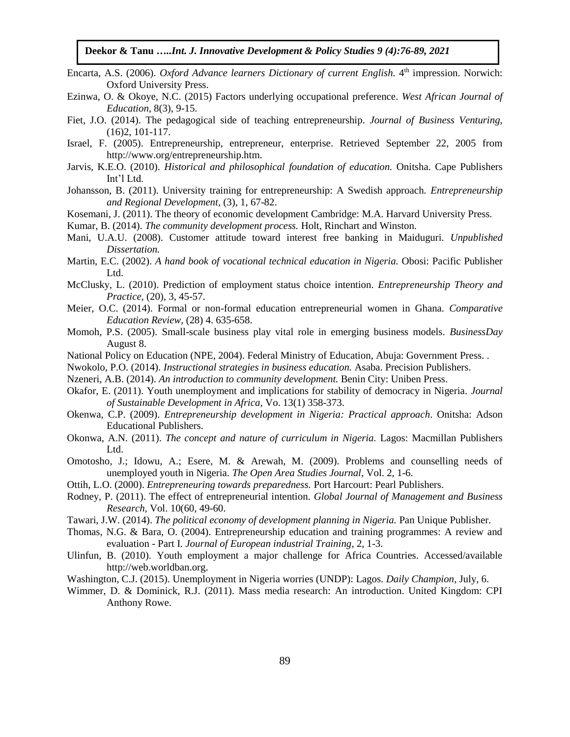Encarta, A.S. (2006). *Oxford Advance learners Dictionary of current English.* 4th impression. Norwich: Oxford University Press.

Ezinwa, O. & Okoye, N.C. (2015) Factors underlying occupational preference. *West African Journal of Education,* 8(3), 9-15.

Fiet, J.O. (2014). The pedagogical side of teaching entrepreneurship. *Journal of Business Venturing,* (16)2, 101-117.

Israel, F. (2005). Entrepreneurship, entrepreneur, enterprise. Retrieved September 22, 2005 from http://www.org/entrepreneurship.htm.

Jarvis, K.E.O. (2010). *Historical and philosophical foundation of education.* Onitsha. Cape Publishers Int'l Ltd.

Johansson, B. (2011). University training for entrepreneurship: A Swedish approach. *Entrepreneurship and Regional Development,* (3), 1, 67-82.

Kosemani, J. (2011). The theory of economic development Cambridge: M.A. Harvard University Press.

Kumar, B. (2014). *The community development process.* Holt, Rinchart and Winston.

Mani, U.A.U. (2008). Customer attitude toward interest free banking in Maiduguri. *Unpublished Dissertation.*

Martin, E.C. (2002). *A hand book of vocational technical education in Nigeria.* Obosi: Pacific Publisher Ltd.

McClusky, L. (2010). Prediction of employment status choice intention. *Entrepreneurship Theory and Practice,* (20), 3, 45-57.

Meier, O.C. (2014). Formal or non-formal education entrepreneurial women in Ghana. *Comparative Education Review,* (28) 4. 635-658.

Momoh, P.S. (2005). Small-scale business play vital role in emerging business models. *BusinessDay* August 8.

National Policy on Education (NPE, 2004). Federal Ministry of Education, Abuja: Government Press. .

Nwokolo, P.O. (2014). *Instructional strategies in business education.* Asaba. Precision Publishers.

Nzeneri, A.B. (2014). *An introduction to community development.* Benin City: Uniben Press.

Okafor, E. (2011). Youth unemployment and implications for stability of democracy in Nigeria. *Journal of Sustainable Development in Africa,* Vo. 13(1) 358-373.

Okenwa, C.P. (2009). *Entrepreneurship development in Nigeria: Practical approach*. Onitsha: Adson Educational Publishers.

Okonwa, A.N. (2011). *The concept and nature of curriculum in Nigeria.* Lagos: Macmillan Publishers Ltd.

Omotosho, J.; Idowu, A.; Esere, M. & Arewah, M. (2009). Problems and counselling needs of unemployed youth in Nigeria. *The Open Area Studies Journal,* Vol. 2, 1-6.

Ottih, L.O. (2000). *Entrepreneuring towards preparedness.* Port Harcourt: Pearl Publishers.

Rodney, P. (2011). The effect of entrepreneurial intention. *Global Journal of Management and Business Research,* Vol. 10(60, 49-60.

Tawari, J.W. (2014). *The political economy of development planning in Nigeria.* Pan Unique Publisher.

Thomas, N.G. & Bara, O. (2004). Entrepreneurship education and training programmes: A review and evaluation - Part I. *Journal of European industrial Training,* 2, 1-3.

Ulinfun, B. (2010). Youth employment a major challenge for Africa Countries. Accessed/available http://web.worldban.org.

Washington, C.J. (2015). Unemployment in Nigeria worries (UNDP): Lagos. *Daily Champion,* July, 6.

Wimmer, D. & Dominick, R.J. (2011). Mass media research: An introduction. United Kingdom: CPI Anthony Rowe.